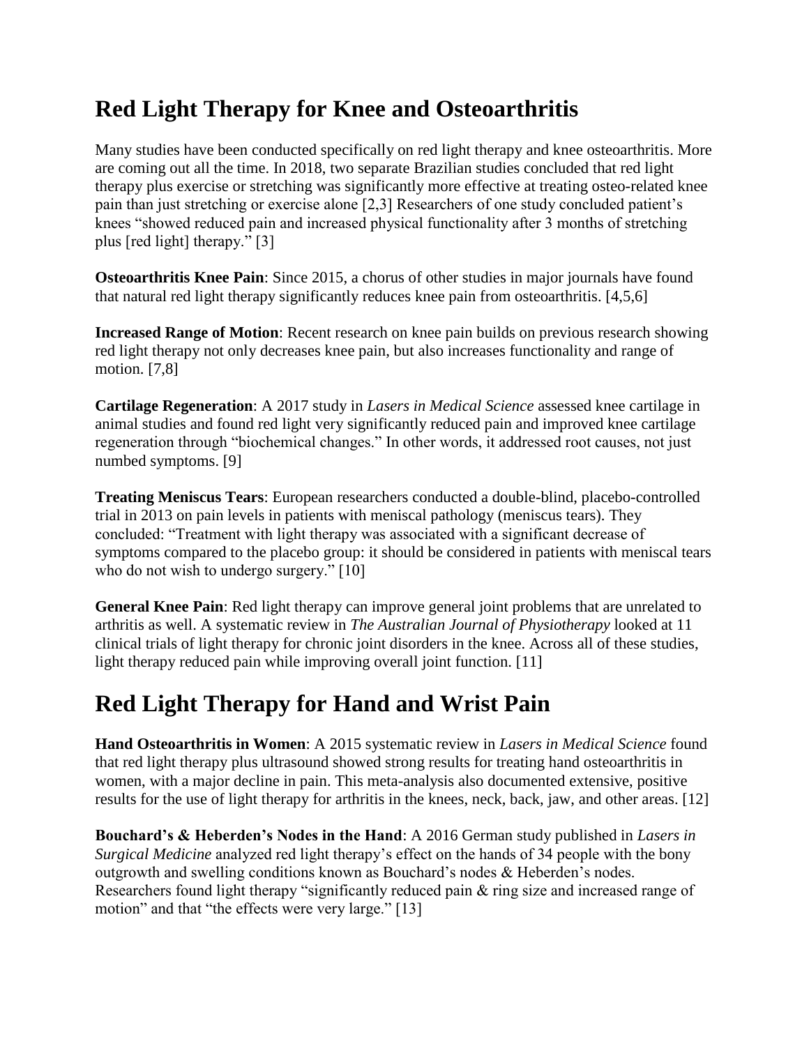# Red Light Therapy for Knee and Osteoarthritis

Many studies have been conducted specifically on red light therapy and knee osteoarthritis. More are coming out all the time. In 2018, two separate Brazilian studies concluded that red light therapy plus exercise or stretching was significantly more effective at treating osteo-related knee pain than just stretching or exercise alone [2,3] Researchers of one study concluded patient's knees "showed reduced pain and increased physical functionality after 3 months of stretching plus [red light] therapy." [3]

**Osteoarthritis Knee Pain**: Since 2015, a chorus of other studies in major journals have found that natural red light therapy significantly reduces knee pain from osteoarthritis. [4,5,6]

**Increased Range of Motion**: Recent research on knee pain builds on previous research showing red light therapy not only decreases knee pain, but also increases functionality and range of motion. [7,8]

**Cartilage Regeneration**: A 2017 study in *Lasers in Medical Science* assessed knee cartilage in animal studies and found red light very significantly reduced pain and improved knee cartilage regeneration through "biochemical changes." In other words, it addressed root causes, not just numbed symptoms. [9]

**Treating Meniscus Tears**: European researchers conducted a double-blind, placebo-controlled trial in 2013 on pain levels in patients with meniscal pathology (meniscus tears). They concluded: "Treatment with light therapy was associated with a significant decrease of symptoms compared to the placebo group: it should be considered in patients with meniscal tears who do not wish to undergo surgery." [10]

**General Knee Pain**: Red light therapy can improve general joint problems that are unrelated to arthritis as well. A systematic review in *The Australian Journal of Physiotherapy* looked at 11 clinical trials of light therapy for chronic joint disorders in the knee. Across all of these studies, light therapy reduced pain while improving overall joint function. [11]

# Red Light Therapy for Hand and Wrist Pain

**Hand Osteoarthritis in Women**: A 2015 systematic review in *Lasers in Medical Science* found that red light therapy plus ultrasound showed strong results for treating hand osteoarthritis in women, with a major decline in pain. This meta-analysis also documented extensive, positive results for the use of light therapy for arthritis in the knees, neck, back, jaw, and other areas. [12]

**Bouchard's & Heberden's Nodes in the Hand**: A 2016 German study published in *Lasers in Surgical Medicine* analyzed red light therapy's effect on the hands of 34 people with the bony outgrowth and swelling conditions known as Bouchard's nodes & Heberden's nodes. Researchers found light therapy "significantly reduced pain & ring size and increased range of motion" and that "the effects were very large." [13]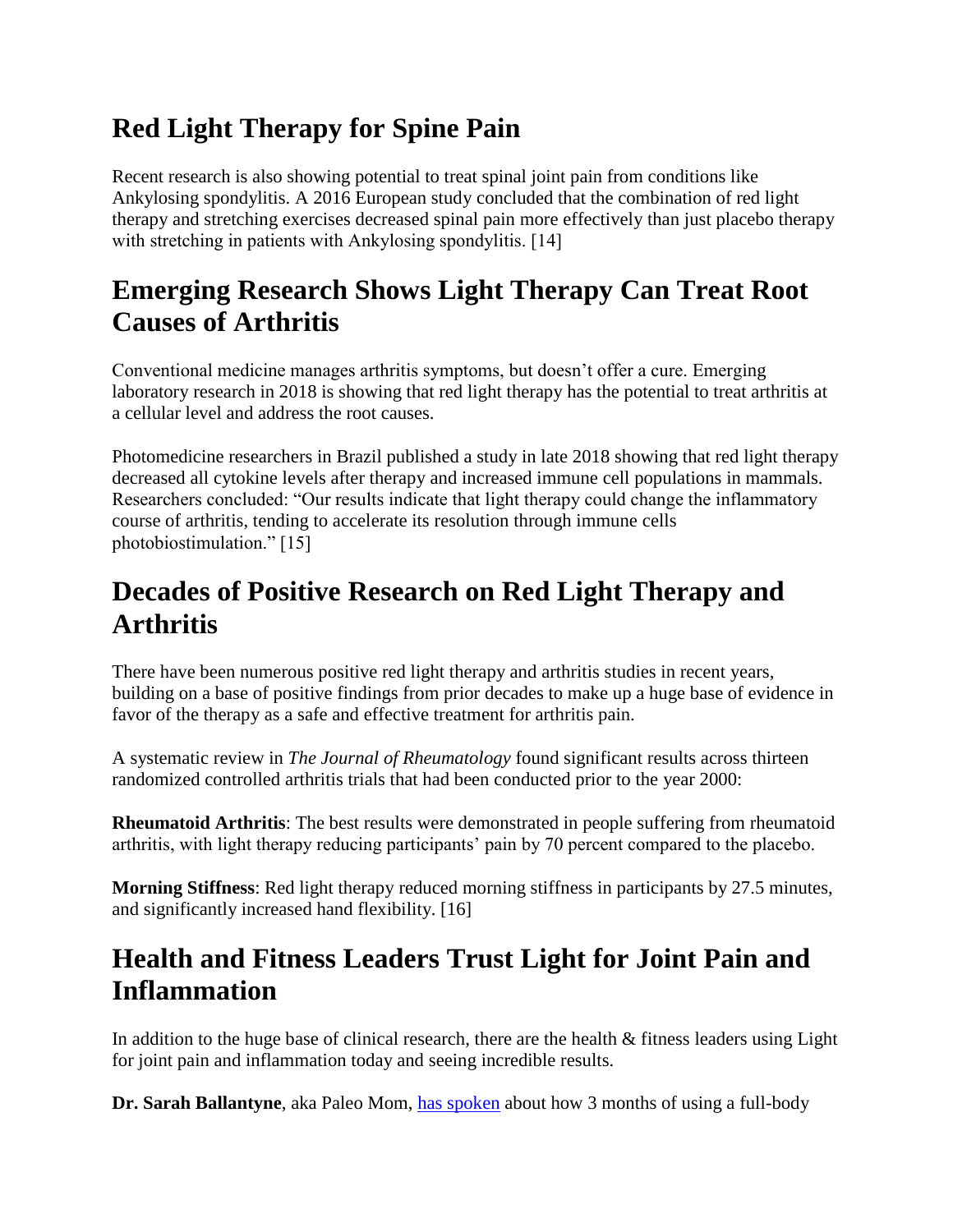## Red Light Therapy for Spine Pain

Recent research is also showing potential to treat spinal joint pain from conditions like Ankylosing spondylitis. A 2016 European study concluded that the combination of red light therapy and stretching exercises decreased spinal pain more effectively than just placebo therapy with stretching in patients with Ankylosing spondylitis. [14]

## Emerging Research Shows Light Therapy Can Treat Root Causes of Arthritis

Conventional medicine manages arthritis symptoms, but doesn't offer a cure. Emerging laboratory research in 2018 is showing that red light therapy has the potential to treat arthritis at a cellular level and address the root causes.

Photomedicine researchers in Brazil published a study in late 2018 showing that red light therapy decreased all cytokine levels after therapy and increased immune cell populations in mammals. Researchers concluded: "Our results indicate that light therapy could change the inflammatory course of arthritis, tending to accelerate its resolution through immune cells photobiostimulation." [15]

## Decades of Positive Research on Red Light Therapy and Arthritis

There have been numerous positive red light therapy and arthritis studies in recent years, building on a base of positive findings from prior decades to make up a huge base of evidence in favor of the therapy as a safe and effective treatment for arthritis pain.

A systematic review in *The Journal of Rheumatology* found significant results across thirteen randomized controlled arthritis trials that had been conducted prior to the year 2000:

**Rheumatoid Arthritis**: The best results were demonstrated in people suffering from rheumatoid arthritis, with light therapy reducing participants' pain by 70 percent compared to the placebo.

**Morning Stiffness**: Red light therapy reduced morning stiffness in participants by 27.5 minutes, and significantly increased hand flexibility. [16]

## Health and Fitness Leaders Trust Light for Joint Pain and Inflammation

In addition to the huge base of clinical research, there are the health & fitness leaders using Light for joint pain and inflammation today and seeing incredible results.

**Dr. Sarah Ballantyne**, aka Paleo Mom, [has spoken](#) about how 3 months of using a full-body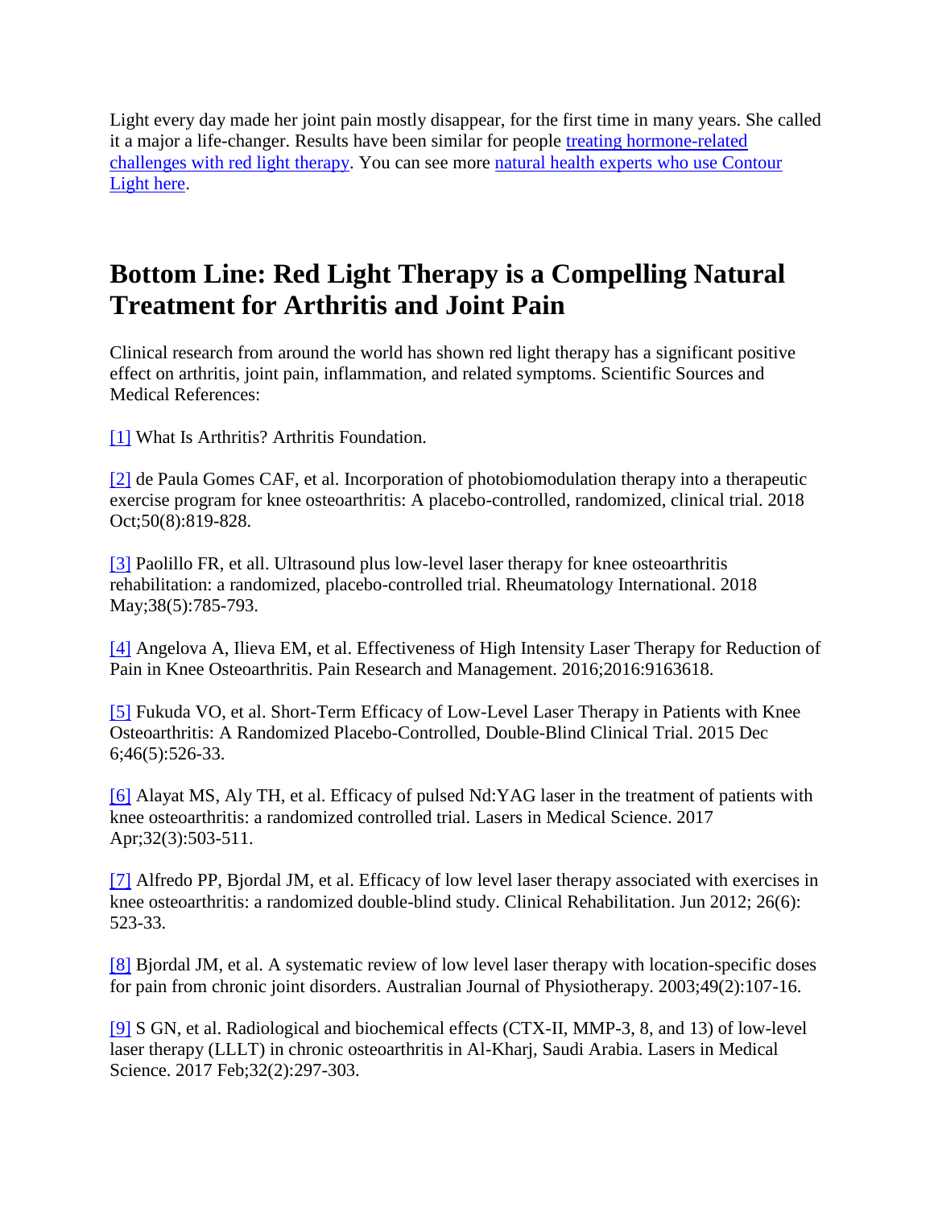Light every day made her joint pain mostly disappear, for the first time in many years. She called it a major a life-changer. Results have been similar for people [treating hormone-related challenges with red light therapy](). You can see more [natural health experts who use Contour Light here]().

## Bottom Line: Red Light Therapy is a Compelling Natural Treatment for Arthritis and Joint Pain

Clinical research from around the world has shown red light therapy has a significant positive effect on arthritis, joint pain, inflammation, and related symptoms. Scientific Sources and Medical References:

[1] What Is Arthritis? Arthritis Foundation.

[2] de Paula Gomes CAF, et al. Incorporation of photobiomodulation therapy into a therapeutic exercise program for knee osteoarthritis: A placebo-controlled, randomized, clinical trial. 2018 Oct;50(8):819-828.

[3] Paolillo FR, et all. Ultrasound plus low-level laser therapy for knee osteoarthritis rehabilitation: a randomized, placebo-controlled trial. Rheumatology International. 2018 May;38(5):785-793.

[4] Angelova A, Ilieva EM, et al. Effectiveness of High Intensity Laser Therapy for Reduction of Pain in Knee Osteoarthritis. Pain Research and Management. 2016;2016:9163618.

[5] Fukuda VO, et al. Short-Term Efficacy of Low-Level Laser Therapy in Patients with Knee Osteoarthritis: A Randomized Placebo-Controlled, Double-Blind Clinical Trial. 2015 Dec 6;46(5):526-33.

[6] Alayat MS, Aly TH, et al. Efficacy of pulsed Nd:YAG laser in the treatment of patients with knee osteoarthritis: a randomized controlled trial. Lasers in Medical Science. 2017 Apr;32(3):503-511.

[7] Alfredo PP, Bjordal JM, et al. Efficacy of low level laser therapy associated with exercises in knee osteoarthritis: a randomized double-blind study. Clinical Rehabilitation. Jun 2012; 26(6): 523-33.

[8] Bjordal JM, et al. A systematic review of low level laser therapy with location-specific doses for pain from chronic joint disorders. Australian Journal of Physiotherapy. 2003;49(2):107-16.

[9] S GN, et al. Radiological and biochemical effects (CTX-II, MMP-3, 8, and 13) of low-level laser therapy (LLLT) in chronic osteoarthritis in Al-Kharj, Saudi Arabia. Lasers in Medical Science. 2017 Feb;32(2):297-303.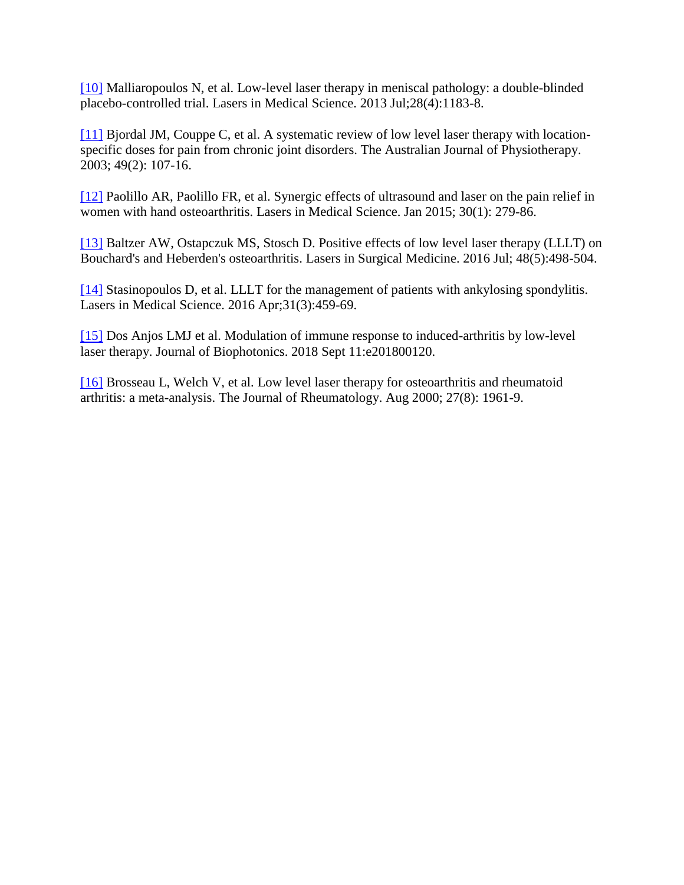[10] Malliaropoulos N, et al. Low-level laser therapy in meniscal pathology: a double-blinded placebo-controlled trial. Lasers in Medical Science. 2013 Jul;28(4):1183-8.

[11] Bjordal JM, Couppe C, et al. A systematic review of low level laser therapy with location-specific doses for pain from chronic joint disorders. The Australian Journal of Physiotherapy. 2003; 49(2): 107-16.

[12] Paolillo AR, Paolillo FR, et al. Synergic effects of ultrasound and laser on the pain relief in women with hand osteoarthritis. Lasers in Medical Science. Jan 2015; 30(1): 279-86.

[13] Baltzer AW, Ostapczuk MS, Stosch D. Positive effects of low level laser therapy (LLLT) on Bouchard's and Heberden's osteoarthritis. Lasers in Surgical Medicine. 2016 Jul; 48(5):498-504.

[14] Stasinopoulos D, et al. LLLT for the management of patients with ankylosing spondylitis. Lasers in Medical Science. 2016 Apr;31(3):459-69.

[15] Dos Anjos LMJ et al. Modulation of immune response to induced-arthritis by low-level laser therapy. Journal of Biophotonics. 2018 Sept 11:e201800120.

[16] Brosseau L, Welch V, et al. Low level laser therapy for osteoarthritis and rheumatoid arthritis: a meta-analysis. The Journal of Rheumatology. Aug 2000; 27(8): 1961-9.